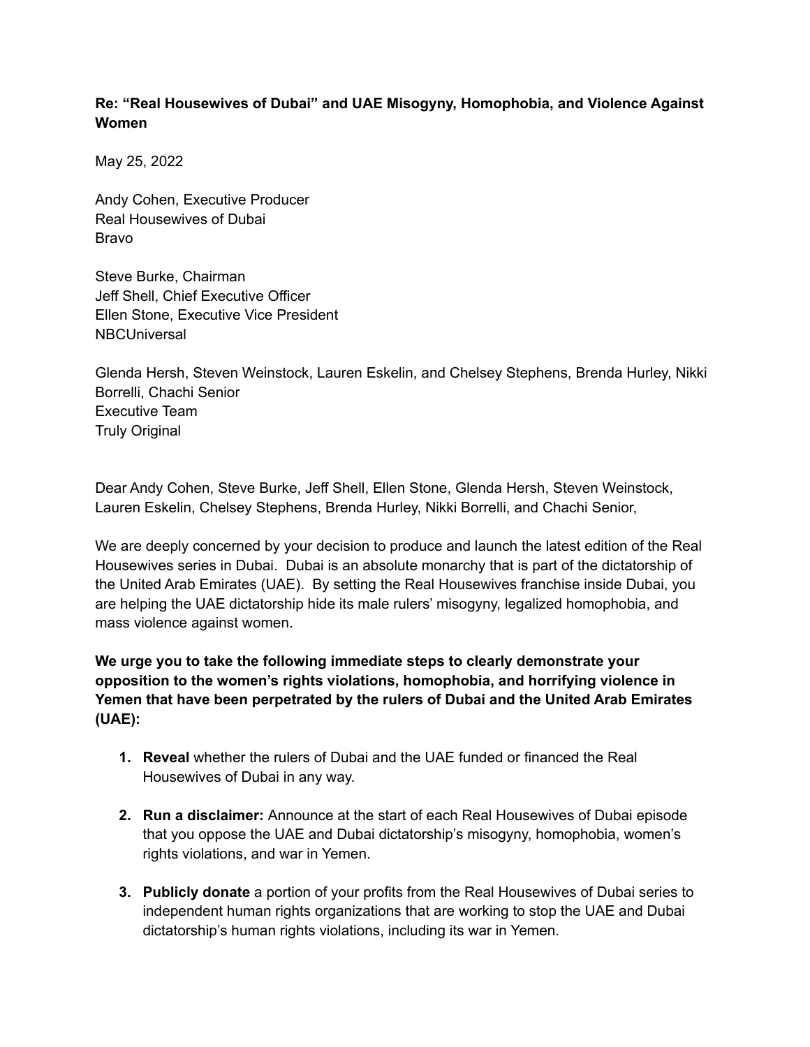**Re: "Real Housewives of Dubai" and UAE Misogyny, Homophobia, and Violence Against Women**

May 25, 2022

Andy Cohen, Executive Producer
Real Housewives of Dubai
Bravo

Steve Burke, Chairman
Jeff Shell, Chief Executive Officer
Ellen Stone, Executive Vice President
NBCUniversal

Glenda Hersh, Steven Weinstock, Lauren Eskelin, and Chelsey Stephens, Brenda Hurley, Nikki Borrelli, Chachi Senior
Executive Team
Truly Original

Dear Andy Cohen, Steve Burke, Jeff Shell, Ellen Stone, Glenda Hersh, Steven Weinstock, Lauren Eskelin, Chelsey Stephens, Brenda Hurley, Nikki Borrelli, and Chachi Senior,

We are deeply concerned by your decision to produce and launch the latest edition of the Real Housewives series in Dubai. Dubai is an absolute monarchy that is part of the dictatorship of the United Arab Emirates (UAE). By setting the Real Housewives franchise inside Dubai, you are helping the UAE dictatorship hide its male rulers' misogyny, legalized homophobia, and mass violence against women.

**We urge you to take the following immediate steps to clearly demonstrate your opposition to the women's rights violations, homophobia, and horrifying violence in Yemen that have been perpetrated by the rulers of Dubai and the United Arab Emirates (UAE):**

1. **Reveal** whether the rulers of Dubai and the UAE funded or financed the Real Housewives of Dubai in any way.

2. **Run a disclaimer:** Announce at the start of each Real Housewives of Dubai episode that you oppose the UAE and Dubai dictatorship's misogyny, homophobia, women's rights violations, and war in Yemen.

3. **Publicly donate** a portion of your profits from the Real Housewives of Dubai series to independent human rights organizations that are working to stop the UAE and Dubai dictatorship's human rights violations, including its war in Yemen.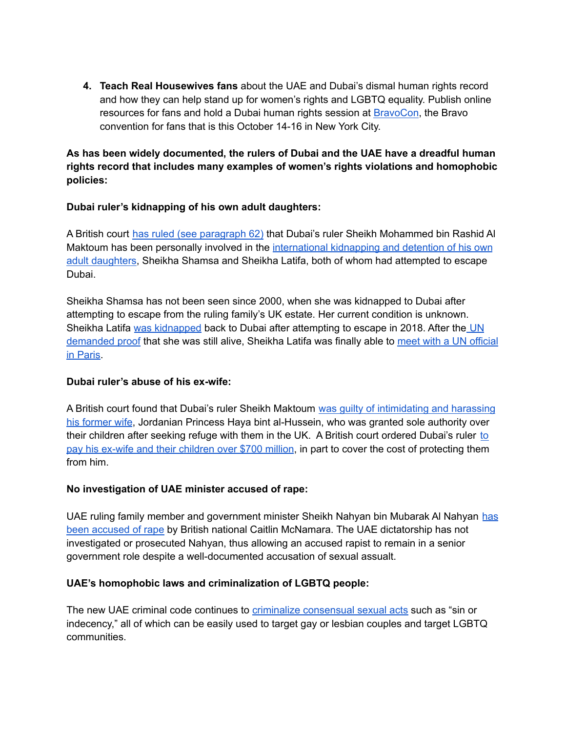4. **Teach Real Housewives fans** about the UAE and Dubai's dismal human rights record and how they can help stand up for women's rights and LGBTQ equality. Publish online resources for fans and hold a Dubai human rights session at BravoCon, the Bravo convention for fans that is this October 14-16 in New York City.

**As has been widely documented, the rulers of Dubai and the UAE have a dreadful human rights record that includes many examples of women's rights violations and homophobic policies:**

**Dubai ruler's kidnapping of his own adult daughters:**

A British court has ruled (see paragraph 62) that Dubai's ruler Sheikh Mohammed bin Rashid Al Maktoum has been personally involved in the international kidnapping and detention of his own adult daughters, Sheikha Shamsa and Sheikha Latifa, both of whom had attempted to escape Dubai.

Sheikha Shamsa has not been seen since 2000, when she was kidnapped to Dubai after attempting to escape from the ruling family's UK estate. Her current condition is unknown. Sheikha Latifa was kidnapped back to Dubai after attempting to escape in 2018. After the UN demanded proof that she was still alive, Sheikha Latifa was finally able to meet with a UN official in Paris.

**Dubai ruler's abuse of his ex-wife:**

A British court found that Dubai's ruler Sheikh Maktoum was guilty of intimidating and harassing his former wife, Jordanian Princess Haya bint al-Hussein, who was granted sole authority over their children after seeking refuge with them in the UK. A British court ordered Dubai's ruler to pay his ex-wife and their children over $700 million, in part to cover the cost of protecting them from him.

**No investigation of UAE minister accused of rape:**

UAE ruling family member and government minister Sheikh Nahyan bin Mubarak Al Nahyan has been accused of rape by British national Caitlin McNamara. The UAE dictatorship has not investigated or prosecuted Nahyan, thus allowing an accused rapist to remain in a senior government role despite a well-documented accusation of sexual assault.

**UAE's homophobic laws and criminalization of LGBTQ people:**

The new UAE criminal code continues to criminalize consensual sexual acts such as "sin or indecency," all of which can be easily used to target gay or lesbian couples and target LGBTQ communities.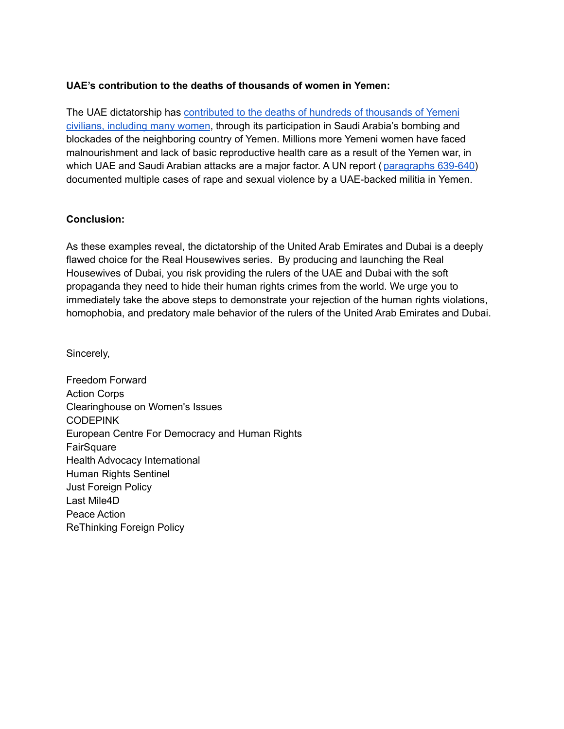**UAE's contribution to the deaths of thousands of women in Yemen:**

The UAE dictatorship has [contributed to the deaths of hundreds of thousands of Yemeni civilians, including many women](), through its participation in Saudi Arabia's bombing and blockades of the neighboring country of Yemen. Millions more Yemeni women have faced malnourishment and lack of basic reproductive health care as a result of the Yemen war, in which UAE and Saudi Arabian attacks are a major factor. A UN report ( [paragraphs 639-640]()) documented multiple cases of rape and sexual violence by a UAE-backed militia in Yemen.

**Conclusion:**

As these examples reveal, the dictatorship of the United Arab Emirates and Dubai is a deeply flawed choice for the Real Housewives series.  By producing and launching the Real Housewives of Dubai, you risk providing the rulers of the UAE and Dubai with the soft propaganda they need to hide their human rights crimes from the world. We urge you to immediately take the above steps to demonstrate your rejection of the human rights violations, homophobia, and predatory male behavior of the rulers of the United Arab Emirates and Dubai.

Sincerely,

Freedom Forward  
Action Corps  
Clearinghouse on Women's Issues  
CODEPINK  
European Centre For Democracy and Human Rights  
FairSquare  
Health Advocacy International  
Human Rights Sentinel  
Just Foreign Policy  
Last Mile4D  
Peace Action  
ReThinking Foreign Policy